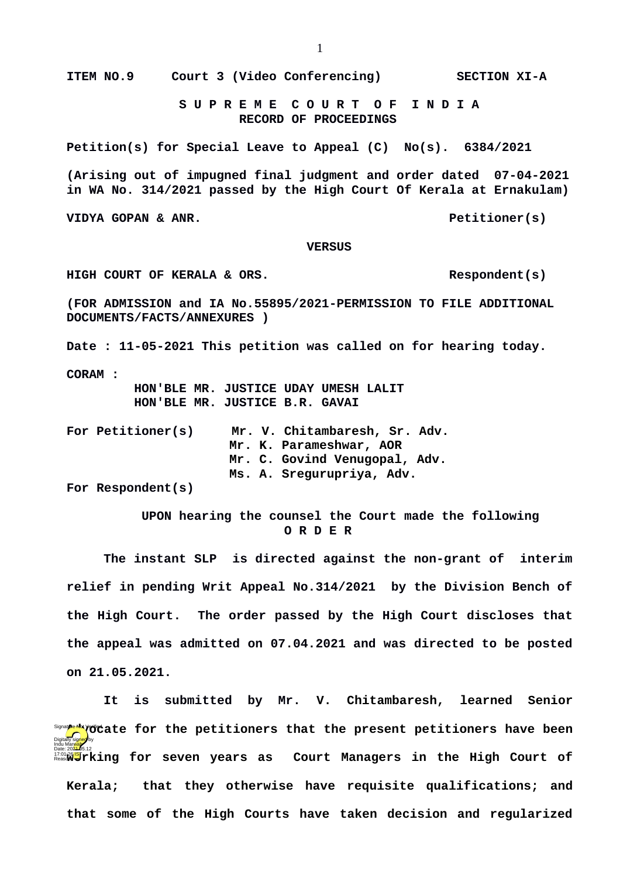**ITEM NO.9     Court 3 (Video Conferencing)          SECTION XI-A**

**S U P R E M E   C O U R T   O F   I N D I A**
**RECORD OF PROCEEDINGS**

**Petition(s) for Special Leave to Appeal (C) No(s). 6384/2021**

**(Arising out of impugned final judgment and order dated 07-04-2021 in WA No. 314/2021 passed by the High Court Of Kerala at Ernakulam)**

**VIDYA GOPAN & ANR.                                    Petitioner(s)**

**VERSUS**

**HIGH COURT OF KERALA & ORS.                           Respondent(s)**

**(FOR ADMISSION and IA No.55895/2021-PERMISSION TO FILE ADDITIONAL DOCUMENTS/FACTS/ANNEXURES )**

**Date : 11-05-2021 This petition was called on for hearing today.**

**CORAM :**
**HON'BLE MR. JUSTICE UDAY UMESH LALIT**
**HON'BLE MR. JUSTICE B.R. GAVAI**

**For Petitioner(s)**
**Mr. V. Chitambaresh, Sr. Adv.**
**Mr. K. Parameshwar, AOR**
**Mr. C. Govind Venugopal, Adv.**
**Ms. A. Sregurupriya, Adv.**

**For Respondent(s)**

**UPON hearing the counsel the Court made the following**
**O R D E R**

**The instant SLP is directed against the non-grant of interim relief in pending Writ Appeal No.314/2021 by the Division Bench of the High Court. The order passed by the High Court discloses that the appeal was admitted on 07.04.2021 and was directed to be posted on 21.05.2021.**

**It is submitted by Mr. V. Chitambaresh, learned Senior Advocate for the petitioners that the present petitioners have been working for seven years as Court Managers in the High Court of Kerala; that they otherwise have requisite qualifications; and that some of the High Courts have taken decision and regularized**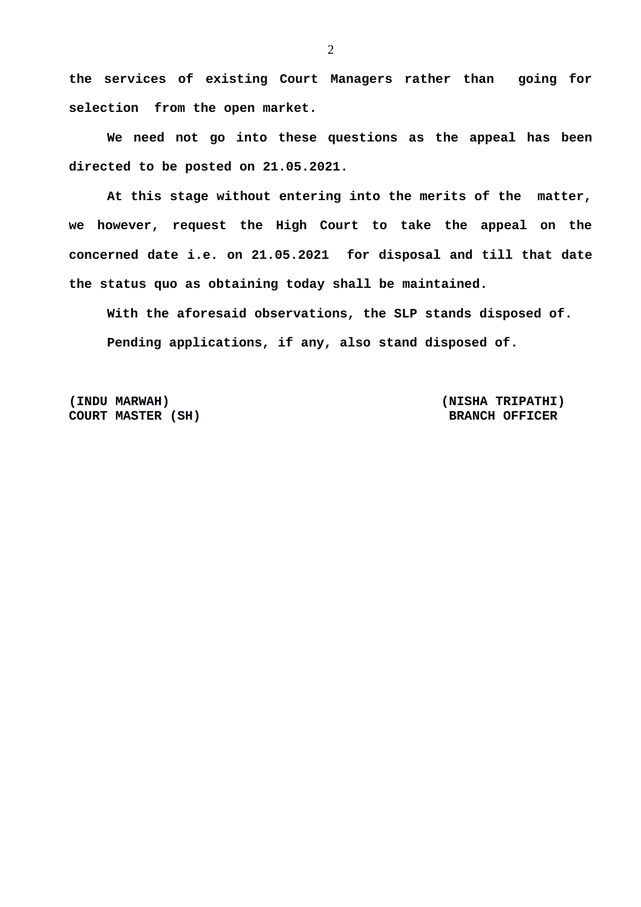**the services of existing Court Managers rather than going for selection from the open market.**

**We need not go into these questions as the appeal has been directed to be posted on 21.05.2021.**

**At this stage without entering into the merits of the matter, we however, request the High Court to take the appeal on the concerned date i.e. on 21.05.2021 for disposal and till that date the status quo as obtaining today shall be maintained.**

**With the aforesaid observations, the SLP stands disposed of.**

**Pending applications, if any, also stand disposed of.**

| | |
|---|---|
| **(INDU MARWAH)** | **(NISHA TRIPATHI)** |
| **COURT MASTER (SH)** | **BRANCH OFFICER** |